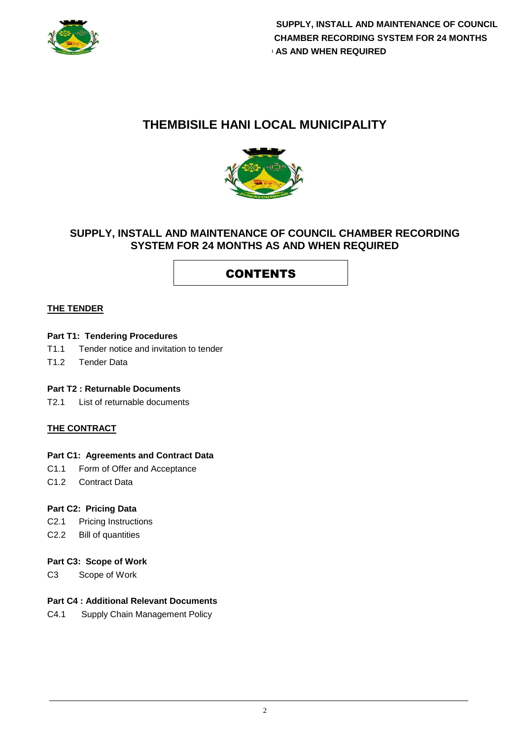# THEMBISILE HANI LOCAL MUNICIPALITY

## SUPPLY, INSTALL AND MAINTENANCE OF COUNCIL CHAMBER RECORDING SYSTEM FOR 24 MONTHS AS AND WHEN REQUIRED

## CONTENTS

**THE TENDER**

**Part T1: Tendering Procedures**

T1.1 Tender notice and invitation to tender

T1.2 Tender Data

**Part T2 : Returnable Documents**

T2.1 List of returnable documents

**THE CONTRACT**

**Part C1: Agreements and Contract Data**

C1.1 Form of Offer and Acceptance

C1.2 Contract Data

**Part C2: Pricing Data**

C2.1 Pricing Instructions

C2.2 Bill of quantities

**Part C3: Scope of Work**

C3 Scope of Work

**Part C4 : Additional Relevant Documents**

C4.1 Supply Chain Management Policy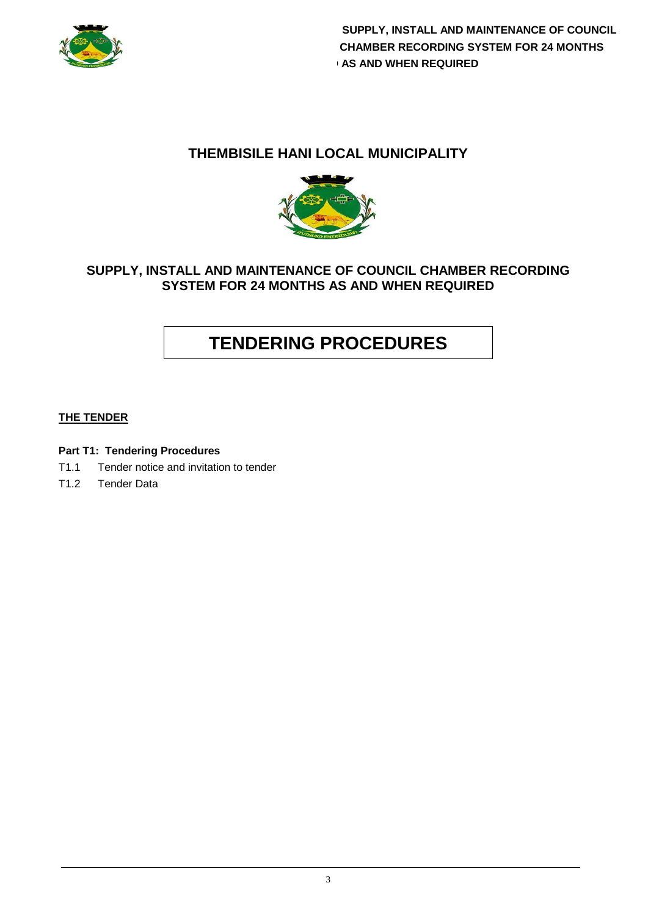# THEMBISILE HANI LOCAL MUNICIPALITY

## SUPPLY, INSTALL AND MAINTENANCE OF COUNCIL CHAMBER RECORDING SYSTEM FOR 24 MONTHS AS AND WHEN REQUIRED

# TENDERING PROCEDURES

**THE TENDER**

**Part T1: Tendering Procedures**

T1.1 Tender notice and invitation to tender

T1.2 Tender Data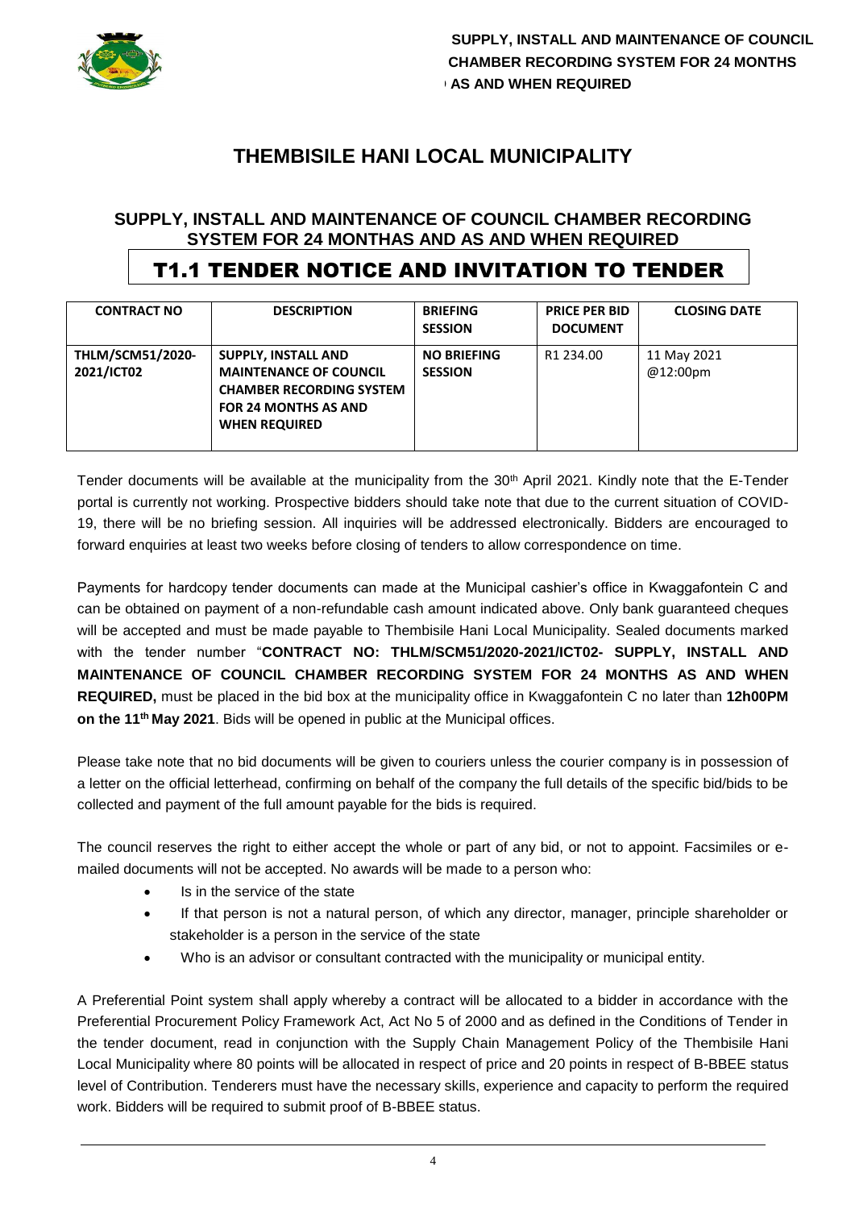# THEMBISILE HANI LOCAL MUNICIPALITY

## SUPPLY, INSTALL AND MAINTENANCE OF COUNCIL CHAMBER RECORDING SYSTEM FOR 24 MONTHAS AND AS AND WHEN REQUIRED

# T1.1 TENDER NOTICE AND INVITATION TO TENDER

| CONTRACT NO | DESCRIPTION | BRIEFING SESSION | PRICE PER BID DOCUMENT | CLOSING DATE |
|---|---|---|---|---|
| **THLM/SCM51/2020-2021/ICT02** | **SUPPLY, INSTALL AND MAINTENANCE OF COUNCIL CHAMBER RECORDING SYSTEM FOR 24 MONTHS AS AND WHEN REQUIRED** | **NO BRIEFING SESSION** | R1 234.00 | 11 May 2021 @12:00pm |

Tender documents will be available at the municipality from the 30th April 2021. Kindly note that the E-Tender portal is currently not working. Prospective bidders should take note that due to the current situation of COVID-19, there will be no briefing session. All inquiries will be addressed electronically. Bidders are encouraged to forward enquiries at least two weeks before closing of tenders to allow correspondence on time.

Payments for hardcopy tender documents can made at the Municipal cashier's office in Kwaggafontein C and can be obtained on payment of a non-refundable cash amount indicated above. Only bank guaranteed cheques will be accepted and must be made payable to Thembisile Hani Local Municipality. Sealed documents marked with the tender number "**CONTRACT NO: THLM/SCM51/2020-2021/ICT02- SUPPLY, INSTALL AND MAINTENANCE OF COUNCIL CHAMBER RECORDING SYSTEM FOR 24 MONTHS AS AND WHEN REQUIRED,** must be placed in the bid box at the municipality office in Kwaggafontein C no later than **12h00PM on the 11th May 2021**. Bids will be opened in public at the Municipal offices.

Please take note that no bid documents will be given to couriers unless the courier company is in possession of a letter on the official letterhead, confirming on behalf of the company the full details of the specific bid/bids to be collected and payment of the full amount payable for the bids is required.

The council reserves the right to either accept the whole or part of any bid, or not to appoint. Facsimiles or e-mailed documents will not be accepted. No awards will be made to a person who:

- Is in the service of the state
- If that person is not a natural person, of which any director, manager, principle shareholder or stakeholder is a person in the service of the state
- Who is an advisor or consultant contracted with the municipality or municipal entity.

A Preferential Point system shall apply whereby a contract will be allocated to a bidder in accordance with the Preferential Procurement Policy Framework Act, Act No 5 of 2000 and as defined in the Conditions of Tender in the tender document, read in conjunction with the Supply Chain Management Policy of the Thembisile Hani Local Municipality where 80 points will be allocated in respect of price and 20 points in respect of B-BBEE status level of Contribution. Tenderers must have the necessary skills, experience and capacity to perform the required work. Bidders will be required to submit proof of B-BBEE status.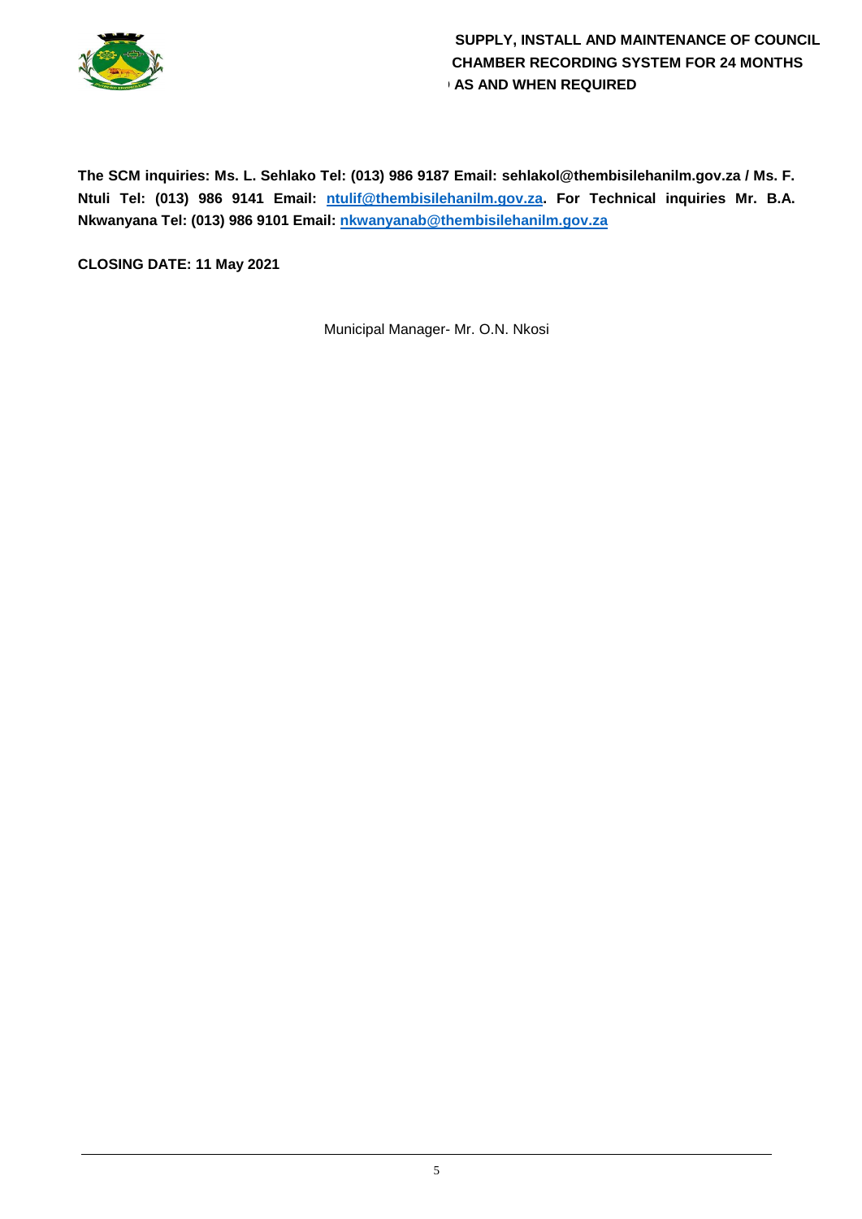**SUPPLY, INSTALL AND MAINTENANCE OF COUNCIL CHAMBER RECORDING SYSTEM FOR 24 MONTHS AS AND WHEN REQUIRED**

**The SCM inquiries: Ms. L. Sehlako Tel: (013) 986 9187 Email: sehlakol@thembisilehanilm.gov.za / Ms. F. Ntuli Tel: (013) 986 9141 Email: ntulif@thembisilehanilm.gov.za. For Technical inquiries Mr. B.A. Nkwanyana Tel: (013) 986 9101 Email: nkwanyanab@thembisilehanilm.gov.za**

**CLOSING DATE: 11 May 2021**

Municipal Manager- Mr. O.N. Nkosi